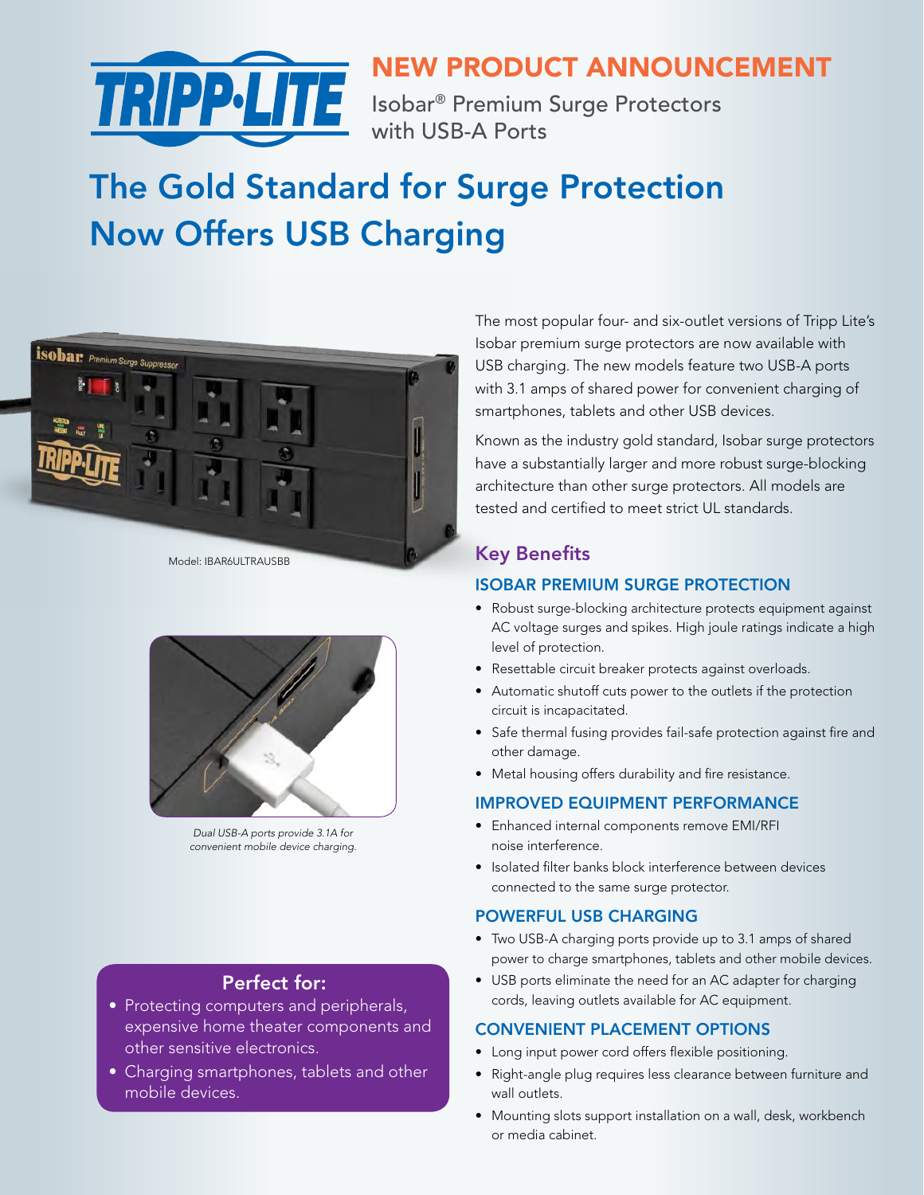# NEW PRODUCT ANNOUNCEMENT

Isobar® Premium Surge Protectors with USB-A Ports

# The Gold Standard for Surge Protection Now Offers USB Charging

Model: IBAR6ULTRAUSBB

*Dual USB-A ports provide 3.1A for convenient mobile device charging.*

## Perfect for:

- Protecting computers and peripherals, expensive home theater components and other sensitive electronics.
- Charging smartphones, tablets and other mobile devices.

The most popular four- and six-outlet versions of Tripp Lite's Isobar premium surge protectors are now available with USB charging. The new models feature two USB-A ports with 3.1 amps of shared power for convenient charging of smartphones, tablets and other USB devices.

Known as the industry gold standard, Isobar surge protectors have a substantially larger and more robust surge-blocking architecture than other surge protectors. All models are tested and certified to meet strict UL standards.

## Key Benefits

### ISOBAR PREMIUM SURGE PROTECTION

- Robust surge-blocking architecture protects equipment against AC voltage surges and spikes. High joule ratings indicate a high level of protection.
- Resettable circuit breaker protects against overloads.
- Automatic shutoff cuts power to the outlets if the protection circuit is incapacitated.
- Safe thermal fusing provides fail-safe protection against fire and other damage.
- Metal housing offers durability and fire resistance.

### IMPROVED EQUIPMENT PERFORMANCE

- Enhanced internal components remove EMI/RFI noise interference.
- Isolated filter banks block interference between devices connected to the same surge protector.

### POWERFUL USB CHARGING

- Two USB-A charging ports provide up to 3.1 amps of shared power to charge smartphones, tablets and other mobile devices.
- USB ports eliminate the need for an AC adapter for charging cords, leaving outlets available for AC equipment.

### CONVENIENT PLACEMENT OPTIONS

- Long input power cord offers flexible positioning.
- Right-angle plug requires less clearance between furniture and wall outlets.
- Mounting slots support installation on a wall, desk, workbench or media cabinet.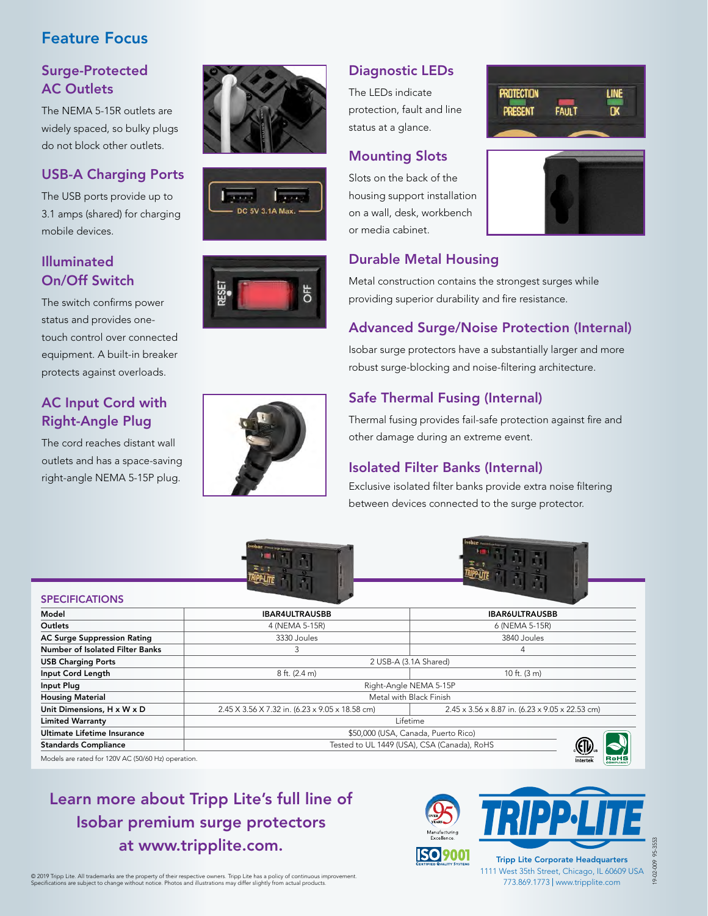# Feature Focus

## Surge-Protected AC Outlets

The NEMA 5-15R outlets are widely spaced, so bulky plugs do not block other outlets.

## USB-A Charging Ports

The USB ports provide up to 3.1 amps (shared) for charging mobile devices.

## Illuminated On/Off Switch

The switch confirms power status and provides one-touch control over connected equipment. A built-in breaker protects against overloads.

## AC Input Cord with Right-Angle Plug

The cord reaches distant wall outlets and has a space-saving right-angle NEMA 5-15P plug.

## Diagnostic LEDs

The LEDs indicate protection, fault and line status at a glance.

## Mounting Slots

Slots on the back of the housing support installation on a wall, desk, workbench or media cabinet.

## Durable Metal Housing

Metal construction contains the strongest surges while providing superior durability and fire resistance.

## Advanced Surge/Noise Protection (Internal)

Isobar surge protectors have a substantially larger and more robust surge-blocking and noise-filtering architecture.

## Safe Thermal Fusing (Internal)

Thermal fusing provides fail-safe protection against fire and other damage during an extreme event.

## Isolated Filter Banks (Internal)

Exclusive isolated filter banks provide extra noise filtering between devices connected to the surge protector.

## SPECIFICATIONS

| Model | IBAR4ULTRAUSBB | IBAR6ULTRAUSBB |
|---|---|---|
| Outlets | 4 (NEMA 5-15R) | 6 (NEMA 5-15R) |
| AC Surge Suppression Rating | 3330 Joules | 3840 Joules |
| Number of Isolated Filter Banks | 3 | 4 |
| USB Charging Ports | 2 USB-A (3.1A Shared) | |
| Input Cord Length | 8 ft. (2.4 m) | 10 ft. (3 m) |
| Input Plug | Right-Angle NEMA 5-15P | |
| Housing Material | Metal with Black Finish | |
| Unit Dimensions, H x W x D | 2.45 X 3.56 X 7.32 in. (6.23 x 9.05 x 18.58 cm) | 2.45 x 3.56 x 8.87 in. (6.23 x 9.05 x 22.53 cm) |
| Limited Warranty | Lifetime | |
| Ultimate Lifetime Insurance | $50,000 (USA, Canada, Puerto Rico) | |
| Standards Compliance | Tested to UL 1449 (USA), CSA (Canada), RoHS | |

Models are rated for 120V AC (50/60 Hz) operation.

**Learn more about Tripp Lite's full line of Isobar premium surge protectors at www.tripplite.com.**

Tripp Lite Corporate Headquarters
1111 West 35th Street, Chicago, IL 60609 USA
773.869.1773 | www.tripplite.com

© 2019 Tripp Lite. All trademarks are the property of their respective owners. Tripp Lite has a policy of continuous improvement. Specifications are subject to change without notice. Photos and illustrations may differ slightly from actual products.

19-02-009 95-3553